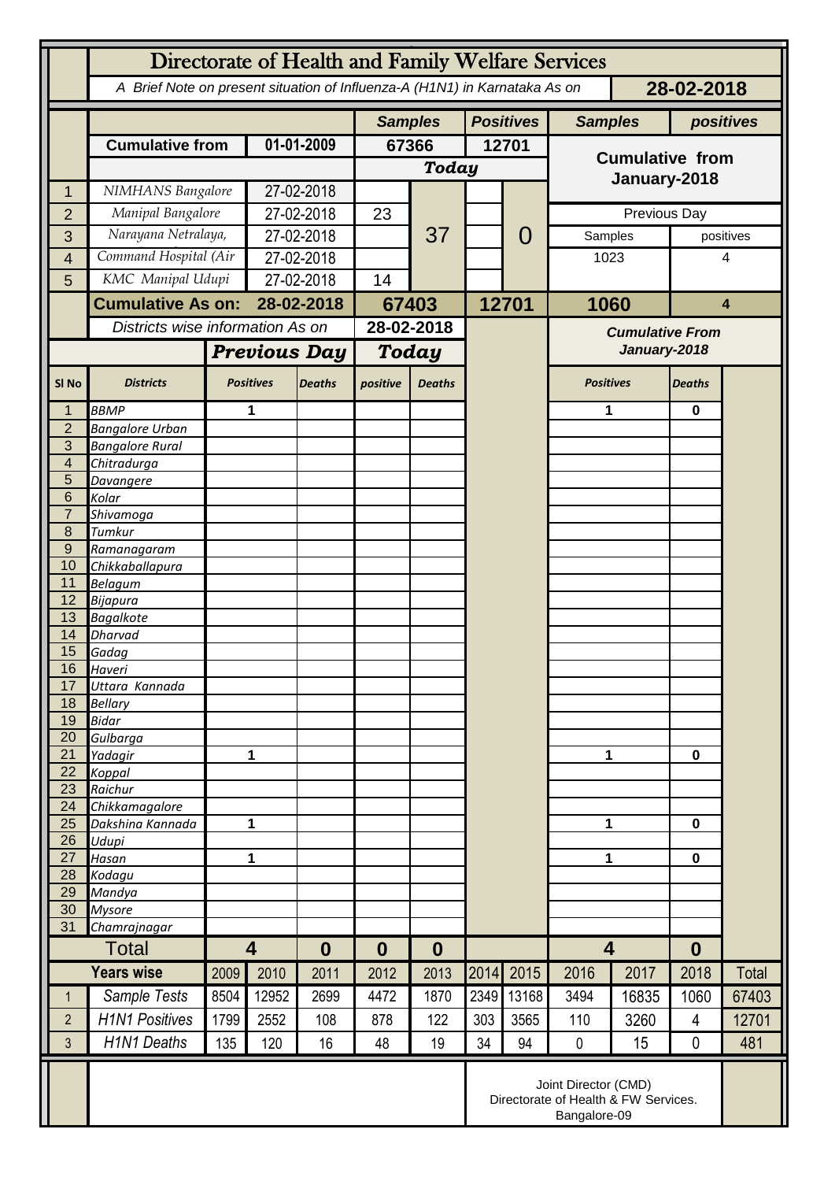# Directorate of Health and Family Welfare Services

*A Brief Note on present situation of Influenza-A (H1N1) in Karnataka As on* **28-02-2018**

| | | | Samples | | Positives | | Samples | positives |
|---|---|---|---|---|---|---|---|---|
| | **Cumulative from** | **01-01-2009** | **67366** | | **12701** | | **Cumulative from January-2018** | |
| | | | ***Today*** | | | | | |
| 1 | NIMHANS Bangalore | 27-02-2018 | | 37 | | 0 | | |
| 2 | Manipal Bangalore | 27-02-2018 | 23 | | | | Previous Day | |
| 3 | Narayana Netralaya, | 27-02-2018 | | | | | Samples | positives |
| 4 | Command Hospital (Air | 27-02-2018 | | | | | 1023 | 4 |
| 5 | KMC Manipal Udupi | 27-02-2018 | 14 | | | | | |
| | **Cumulative As on:** | **28-02-2018** | **67403** | | **12701** | | **1060** | **4** |

| Sl No | Districts | Previous Day Positives | Previous Day Deaths | Today positive | Today Deaths | Cumulative From January-2018 Positives | Cumulative From January-2018 Deaths |
|---|---|---|---|---|---|---|---|
| | *Districts wise information As on 28-02-2018* | | | | | | |
| 1 | BBMP | 1 | | | | 1 | 0 |
| 2 | Bangalore Urban | | | | | | |
| 3 | Bangalore Rural | | | | | | |
| 4 | Chitradurga | | | | | | |
| 5 | Davangere | | | | | | |
| 6 | Kolar | | | | | | |
| 7 | Shivamoga | | | | | | |
| 8 | Tumkur | | | | | | |
| 9 | Ramanagaram | | | | | | |
| 10 | Chikkaballapura | | | | | | |
| 11 | Belagum | | | | | | |
| 12 | Bijapura | | | | | | |
| 13 | Bagalkote | | | | | | |
| 14 | Dharvad | | | | | | |
| 15 | Gadag | | | | | | |
| 16 | Haveri | | | | | | |
| 17 | Uttara Kannada | | | | | | |
| 18 | Bellary | | | | | | |
| 19 | Bidar | | | | | | |
| 20 | Gulbarga | | | | | | |
| 21 | Yadagir | 1 | | | | 1 | 0 |
| 22 | Koppal | | | | | | |
| 23 | Raichur | | | | | | |
| 24 | Chikkamagalore | | | | | | |
| 25 | Dakshina Kannada | 1 | | | | 1 | 0 |
| 26 | Udupi | | | | | | |
| 27 | Hasan | 1 | | | | 1 | 0 |
| 28 | Kodagu | | | | | | |
| 29 | Mandya | | | | | | |
| 30 | Mysore | | | | | | |
| 31 | Chamrajnagar | | | | | | |
| | **Total** | **4** | **0** | **0** | **0** | **4** | **0** |

| | Years wise | 2009 | 2010 | 2011 | 2012 | 2013 | 2014 | 2015 | 2016 | 2017 | 2018 | Total |
|---|---|---|---|---|---|---|---|---|---|---|---|---|
| 1 | Sample Tests | 8504 | 12952 | 2699 | 4472 | 1870 | 2349 | 13168 | 3494 | 16835 | 1060 | 67403 |
| 2 | H1N1 Positives | 1799 | 2552 | 108 | 878 | 122 | 303 | 3565 | 110 | 3260 | 4 | 12701 |
| 3 | H1N1 Deaths | 135 | 120 | 16 | 48 | 19 | 34 | 94 | 0 | 15 | 0 | 481 |

Joint Director (CMD)
Directorate of Health & FW Services.
Bangalore-09